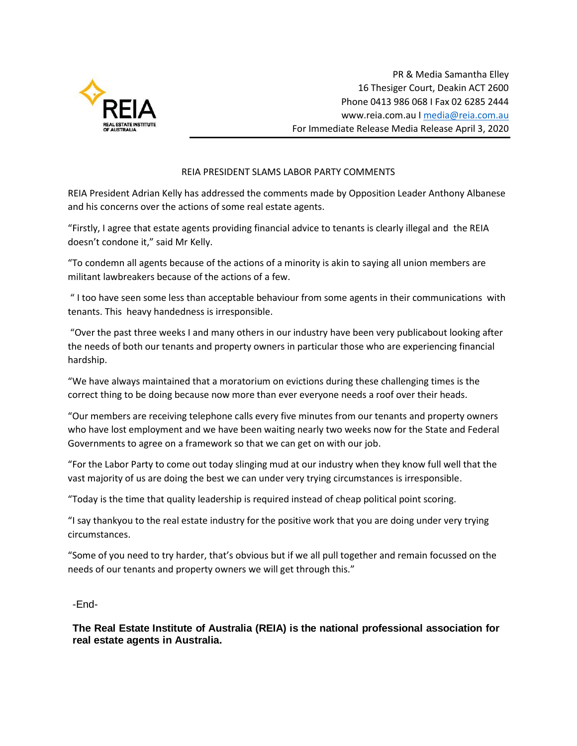REIA

REAL ESTATE INSTITUTE OF AUSTRALIA

PR & Media Samantha Elley
16 Thesiger Court, Deakin ACT 2600
Phone 0413 986 068 I Fax 02 6285 2444
www.reia.com.au I media@reia.com.au
For Immediate Release Media Release April 3, 2020

## REIA PRESIDENT SLAMS LABOR PARTY COMMENTS

REIA President Adrian Kelly has addressed the comments made by Opposition Leader Anthony Albanese and his concerns over the actions of some real estate agents.

"Firstly, I agree that estate agents providing financial advice to tenants is clearly illegal and the REIA doesn't condone it," said Mr Kelly.

"To condemn all agents because of the actions of a minority is akin to saying all union members are militant lawbreakers because of the actions of a few.

" I too have seen some less than acceptable behaviour from some agents in their communications with tenants. This heavy handedness is irresponsible.

"Over the past three weeks I and many others in our industry have been very publicabout looking after the needs of both our tenants and property owners in particular those who are experiencing financial hardship.

"We have always maintained that a moratorium on evictions during these challenging times is the correct thing to be doing because now more than ever everyone needs a roof over their heads.

"Our members are receiving telephone calls every five minutes from our tenants and property owners who have lost employment and we have been waiting nearly two weeks now for the State and Federal Governments to agree on a framework so that we can get on with our job.

"For the Labor Party to come out today slinging mud at our industry when they know full well that the vast majority of us are doing the best we can under very trying circumstances is irresponsible.

"Today is the time that quality leadership is required instead of cheap political point scoring.

"I say thankyou to the real estate industry for the positive work that you are doing under very trying circumstances.

"Some of you need to try harder, that's obvious but if we all pull together and remain focussed on the needs of our tenants and property owners we will get through this."

-End-

**The Real Estate Institute of Australia (REIA) is the national professional association for real estate agents in Australia.**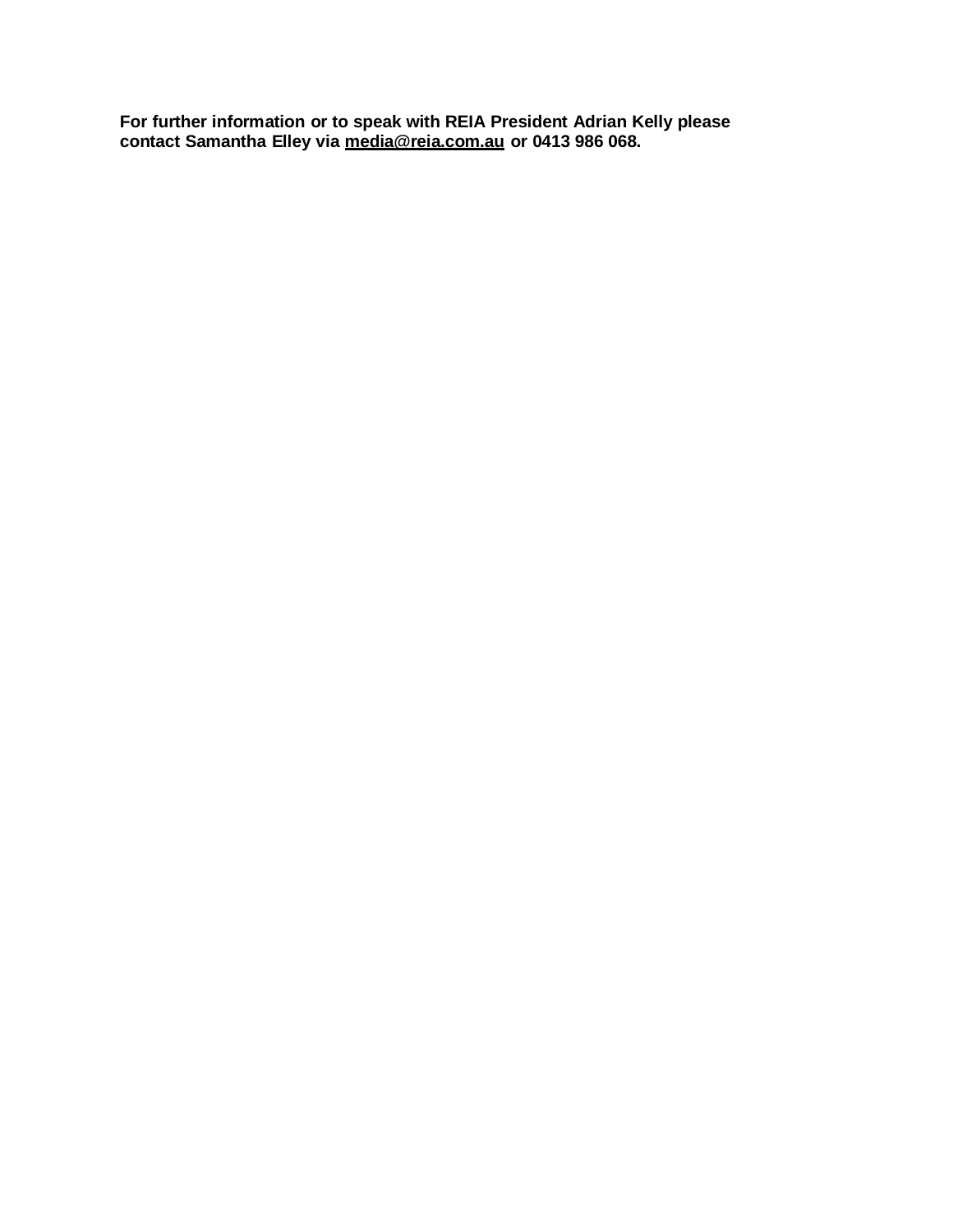**For further information or to speak with REIA President Adrian Kelly please contact Samantha Elley via media@reia.com.au or 0413 986 068.**